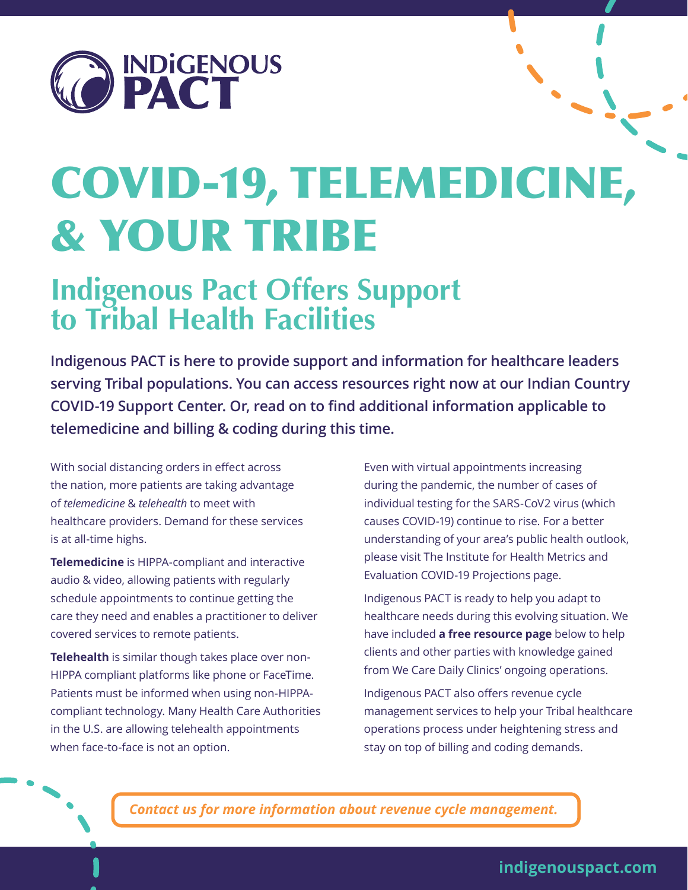# COVID-19, TELEMEDICINE, & YOUR TRIBE

## Indigenous Pact Offers Support to Tribal Health Facilities

**Indigenous PACT is here to provide support and information for healthcare leaders serving Tribal populations. You can access resources right now at our Indian Country COVID-19 Support Center. Or, read on to find additional information applicable to telemedicine and billing & coding during this time.**

With social distancing orders in effect across the nation, more patients are taking advantage of *telemedicine* & *telehealth* to meet with healthcare providers. Demand for these services is at all-time highs.

**Telemedicine** is HIPPA-compliant and interactive audio & video, allowing patients with regularly schedule appointments to continue getting the care they need and enables a practitioner to deliver covered services to remote patients.

**Telehealth** is similar though takes place over non-HIPPA compliant platforms like phone or FaceTime. Patients must be informed when using non-HIPPA-compliant technology. Many Health Care Authorities in the U.S. are allowing telehealth appointments when face-to-face is not an option.

Even with virtual appointments increasing during the pandemic, the number of cases of individual testing for the SARS-CoV2 virus (which causes COVID-19) continue to rise. For a better understanding of your area's public health outlook, please visit The Institute for Health Metrics and Evaluation COVID-19 Projections page.

Indigenous PACT is ready to help you adapt to healthcare needs during this evolving situation. We have included **a free resource page** below to help clients and other parties with knowledge gained from We Care Daily Clinics' ongoing operations.

Indigenous PACT also offers revenue cycle management services to help your Tribal healthcare operations process under heightening stress and stay on top of billing and coding demands.

***Contact us for more information about revenue cycle management.***

indigenouspact.com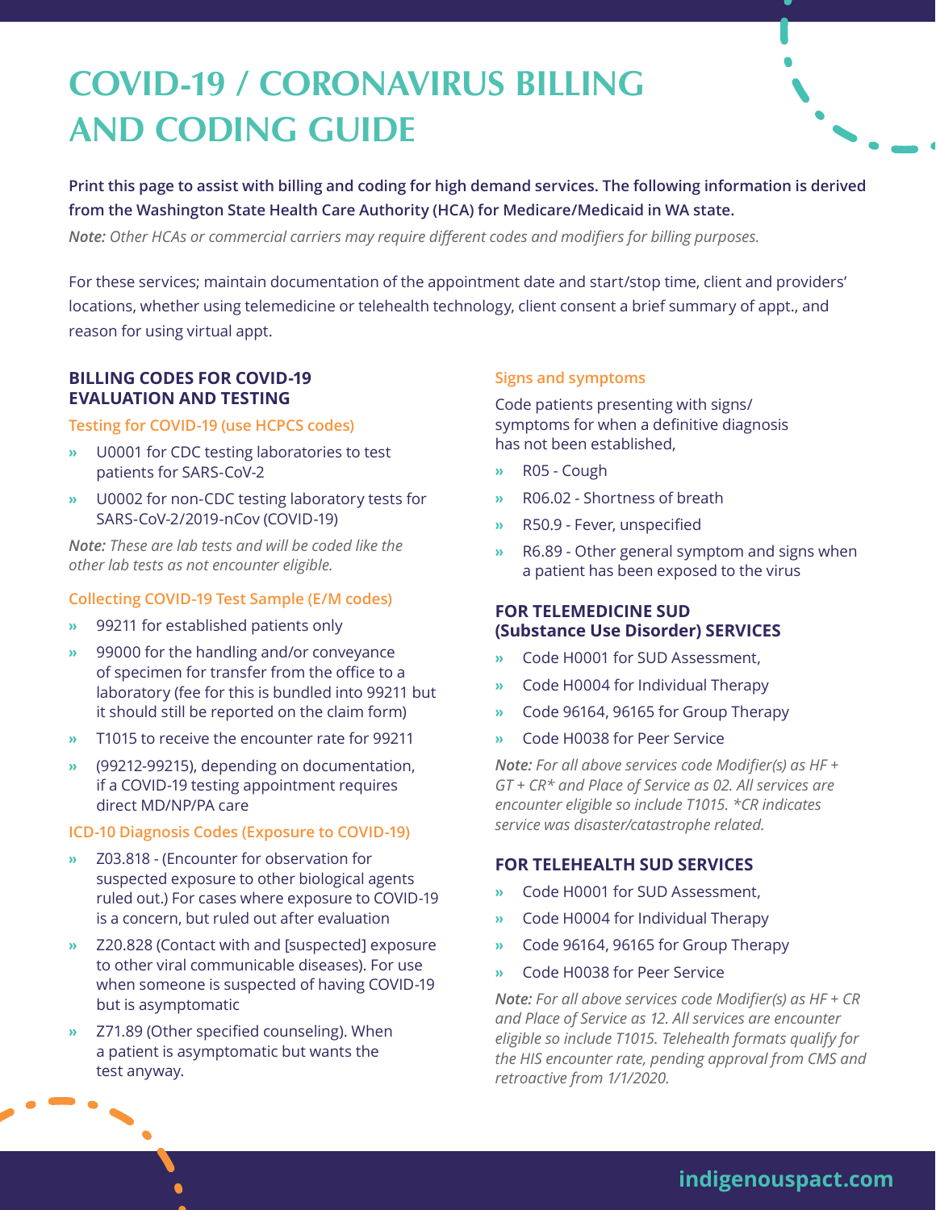# COVID-19 / CORONAVIRUS BILLING AND CODING GUIDE

**Print this page to assist with billing and coding for high demand services. The following information is derived from the Washington State Health Care Authority (HCA) for Medicare/Medicaid in WA state.**

***Note:*** *Other HCAs or commercial carriers may require different codes and modifiers for billing purposes.*

For these services; maintain documentation of the appointment date and start/stop time, client and providers' locations, whether using telemedicine or telehealth technology, client consent a brief summary of appt., and reason for using virtual appt.

## BILLING CODES FOR COVID-19 EVALUATION AND TESTING

### Testing for COVID-19 (use HCPCS codes)

- U0001 for CDC testing laboratories to test patients for SARS-CoV-2
- U0002 for non-CDC testing laboratory tests for SARS-CoV-2/2019-nCov (COVID-19)

***Note:*** *These are lab tests and will be coded like the other lab tests as not encounter eligible.*

### Collecting COVID-19 Test Sample (E/M codes)

- 99211 for established patients only
- 99000 for the handling and/or conveyance of specimen for transfer from the office to a laboratory (fee for this is bundled into 99211 but it should still be reported on the claim form)
- T1015 to receive the encounter rate for 99211
- (99212-99215), depending on documentation, if a COVID-19 testing appointment requires direct MD/NP/PA care

### ICD-10 Diagnosis Codes (Exposure to COVID-19)

- Z03.818 - (Encounter for observation for suspected exposure to other biological agents ruled out.) For cases where exposure to COVID-19 is a concern, but ruled out after evaluation
- Z20.828 (Contact with and [suspected] exposure to other viral communicable diseases). For use when someone is suspected of having COVID-19 but is asymptomatic
- Z71.89 (Other specified counseling). When a patient is asymptomatic but wants the test anyway.

### Signs and symptoms

Code patients presenting with signs/ symptoms for when a definitive diagnosis has not been established,

- R05 - Cough
- R06.02 - Shortness of breath
- R50.9 - Fever, unspecified
- R6.89 - Other general symptom and signs when a patient has been exposed to the virus

## FOR TELEMEDICINE SUD (Substance Use Disorder) SERVICES

- Code H0001 for SUD Assessment,
- Code H0004 for Individual Therapy
- Code 96164, 96165 for Group Therapy
- Code H0038 for Peer Service

***Note:*** *For all above services code Modifier(s) as HF + GT + CR\* and Place of Service as 02. All services are encounter eligible so include T1015. \*CR indicates service was disaster/catastrophe related.*

## FOR TELEHEALTH SUD SERVICES

- Code H0001 for SUD Assessment,
- Code H0004 for Individual Therapy
- Code 96164, 96165 for Group Therapy
- Code H0038 for Peer Service

***Note:*** *For all above services code Modifier(s) as HF + CR and Place of Service as 12. All services are encounter eligible so include T1015. Telehealth formats qualify for the HIS encounter rate, pending approval from CMS and retroactive from 1/1/2020.*

indigenouspact.com